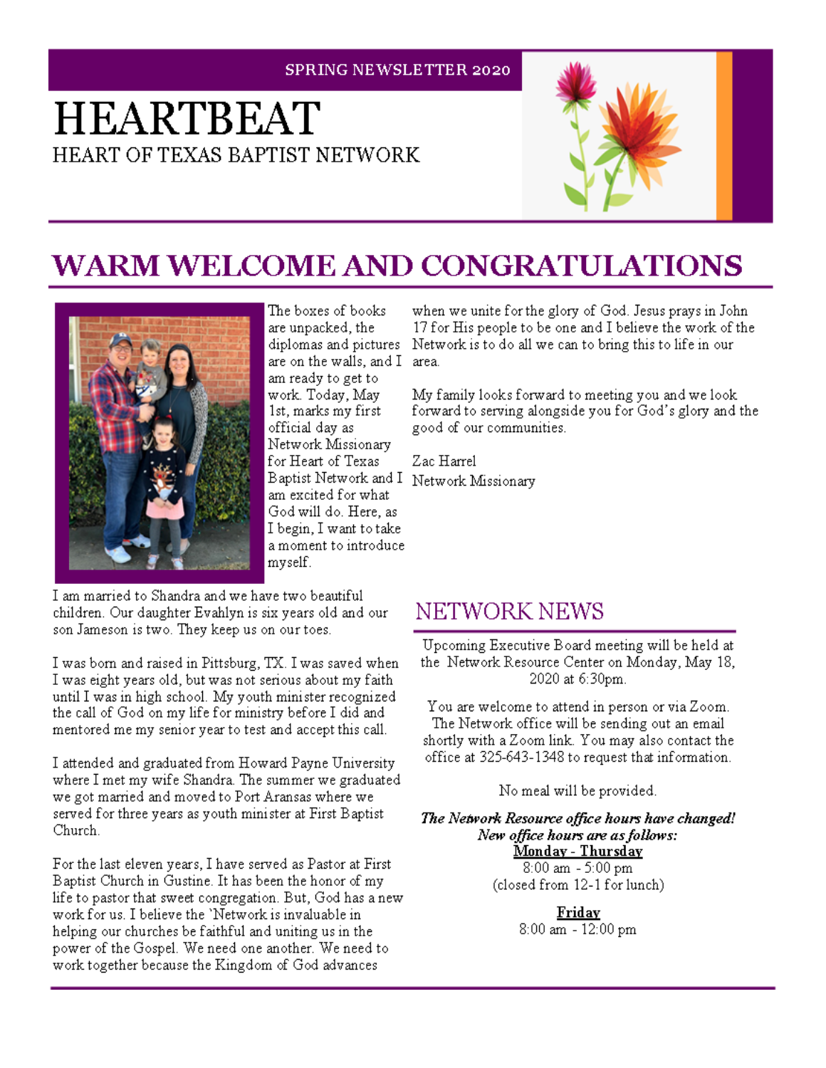SPRING NEWSLETTER 2020

# HEARTBEAT

HEART OF TEXAS BAPTIST NETWORK

## WARM WELCOME AND CONGRATULATIONS

The boxes of books are unpacked, the diplomas and pictures are on the walls, and I am ready to get to work. Today, May 1st, marks my first official day as Network Missionary for Heart of Texas Baptist Network and I am excited for what God will do. Here, as I begin, I want to take a moment to introduce myself.

I am married to Shandra and we have two beautiful children. Our daughter Evahlyn is six years old and our son Jameson is two. They keep us on our toes.

I was born and raised in Pittsburg, TX. I was saved when I was eight years old, but was not serious about my faith until I was in high school. My youth minister recognized the call of God on my life for ministry before I did and mentored me my senior year to test and accept this call.

I attended and graduated from Howard Payne University where I met my wife Shandra. The summer we graduated we got married and moved to Port Aransas where we served for three years as youth minister at First Baptist Church.

For the last eleven years, I have served as Pastor at First Baptist Church in Gustine. It has been the honor of my life to pastor that sweet congregation. But, God has a new work for us. I believe the `Network is invaluable in helping our churches be faithful and uniting us in the power of the Gospel. We need one another. We need to work together because the Kingdom of God advances when we unite for the glory of God. Jesus prays in John 17 for His people to be one and I believe the work of the Network is to do all we can to bring this to life in our area.

My family looks forward to meeting you and we look forward to serving alongside you for God's glory and the good of our communities.

Zac Harrel
Network Missionary

## NETWORK NEWS

Upcoming Executive Board meeting will be held at the Network Resource Center on Monday, May 18, 2020 at 6:30pm.

You are welcome to attend in person or via Zoom. The Network office will be sending out an email shortly with a Zoom link. You may also contact the office at 325-643-1348 to request that information.

No meal will be provided.

***The Network Resource office hours have changed!***
***New office hours are as follows:***

**Monday - Thursday**
8:00 am - 5:00 pm
(closed from 12-1 for lunch)

**Friday**
8:00 am - 12:00 pm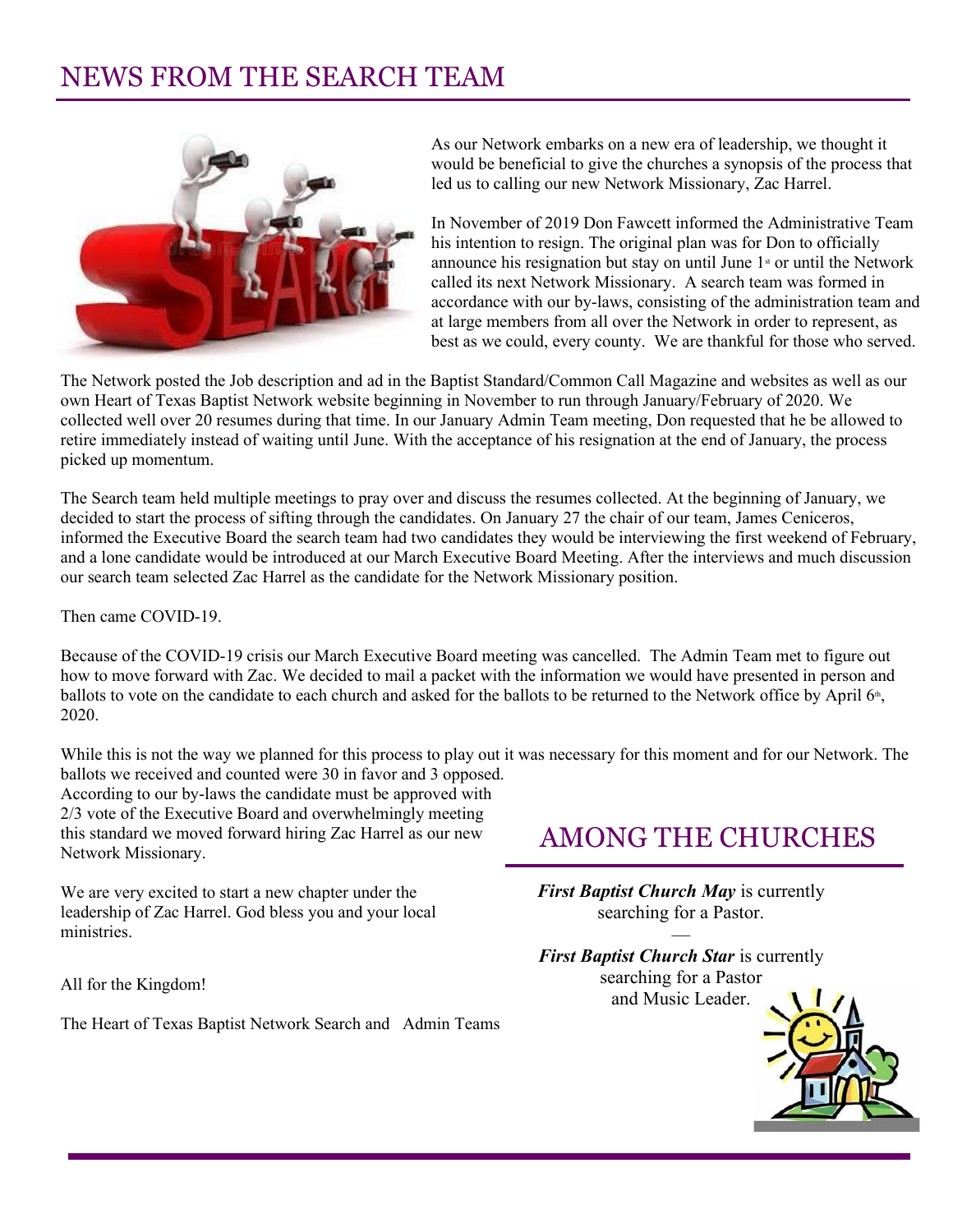# NEWS FROM THE SEARCH TEAM

As our Network embarks on a new era of leadership, we thought it would be beneficial to give the churches a synopsis of the process that led us to calling our new Network Missionary, Zac Harrel.

In November of 2019 Don Fawcett informed the Administrative Team his intention to resign. The original plan was for Don to officially announce his resignation but stay on until June 1st or until the Network called its next Network Missionary. A search team was formed in accordance with our by-laws, consisting of the administration team and at large members from all over the Network in order to represent, as best as we could, every county. We are thankful for those who served.

The Network posted the Job description and ad in the Baptist Standard/Common Call Magazine and websites as well as our own Heart of Texas Baptist Network website beginning in November to run through January/February of 2020. We collected well over 20 resumes during that time. In our January Admin Team meeting, Don requested that he be allowed to retire immediately instead of waiting until June. With the acceptance of his resignation at the end of January, the process picked up momentum.

The Search team held multiple meetings to pray over and discuss the resumes collected. At the beginning of January, we decided to start the process of sifting through the candidates. On January 27 the chair of our team, James Ceniceros, informed the Executive Board the search team had two candidates they would be interviewing the first weekend of February, and a lone candidate would be introduced at our March Executive Board Meeting. After the interviews and much discussion our search team selected Zac Harrel as the candidate for the Network Missionary position.

Then came COVID-19.

Because of the COVID-19 crisis our March Executive Board meeting was cancelled. The Admin Team met to figure out how to move forward with Zac. We decided to mail a packet with the information we would have presented in person and ballots to vote on the candidate to each church and asked for the ballots to be returned to the Network office by April 6th, 2020.

While this is not the way we planned for this process to play out it was necessary for this moment and for our Network. The ballots we received and counted were 30 in favor and 3 opposed. According to our by-laws the candidate must be approved with 2/3 vote of the Executive Board and overwhelmingly meeting this standard we moved forward hiring Zac Harrel as our new Network Missionary.

We are very excited to start a new chapter under the leadership of Zac Harrel. God bless you and your local ministries.

All for the Kingdom!

The Heart of Texas Baptist Network Search and Admin Teams

# AMONG THE CHURCHES

***First Baptist Church May*** is currently searching for a Pastor.

—

***First Baptist Church Star*** is currently searching for a Pastor and Music Leader.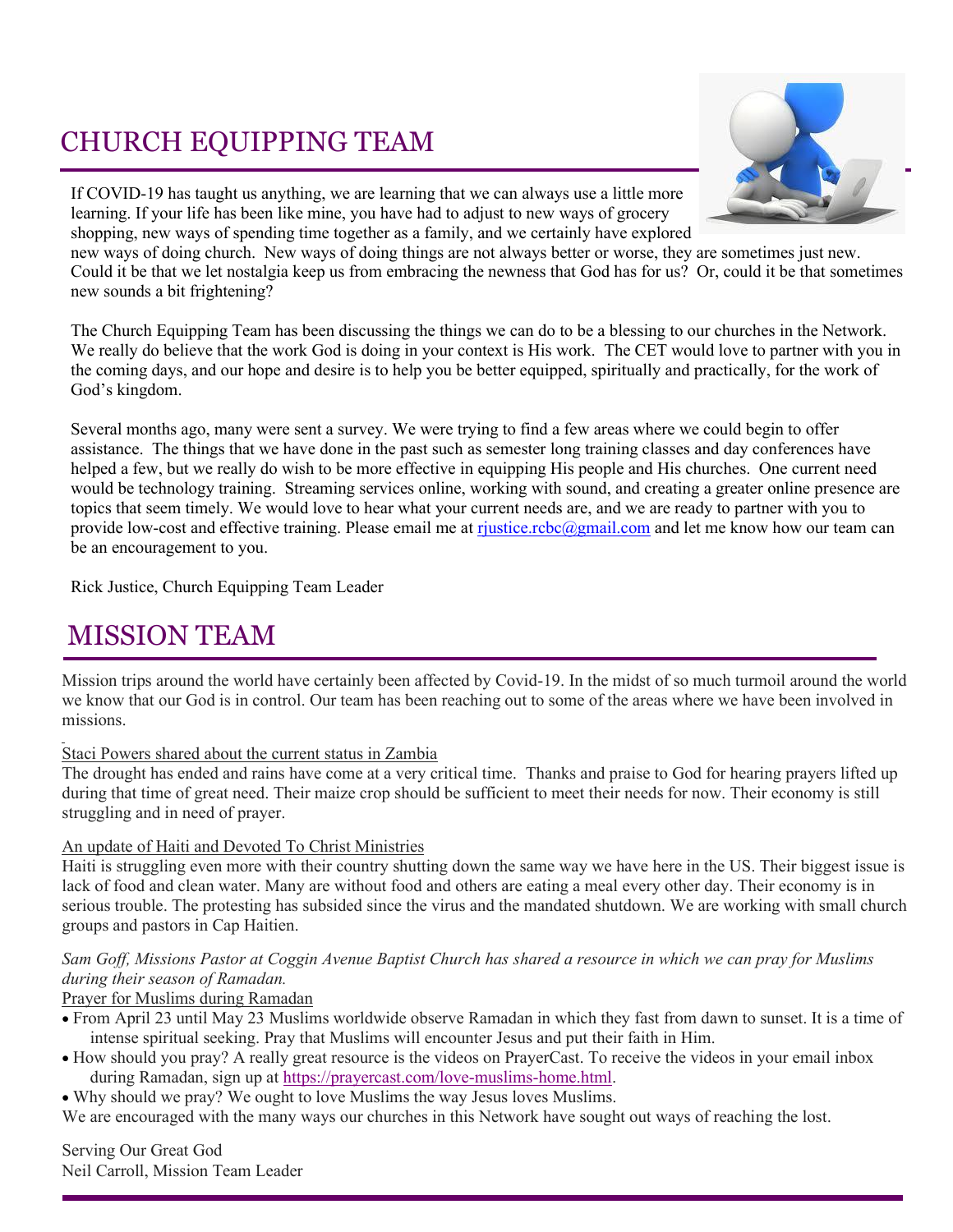## CHURCH EQUIPPING TEAM

If COVID-19 has taught us anything, we are learning that we can always use a little more learning. If your life has been like mine, you have had to adjust to new ways of grocery shopping, new ways of spending time together as a family, and we certainly have explored new ways of doing church. New ways of doing things are not always better or worse, they are sometimes just new. Could it be that we let nostalgia keep us from embracing the newness that God has for us? Or, could it be that sometimes new sounds a bit frightening?

The Church Equipping Team has been discussing the things we can do to be a blessing to our churches in the Network. We really do believe that the work God is doing in your context is His work. The CET would love to partner with you in the coming days, and our hope and desire is to help you be better equipped, spiritually and practically, for the work of God's kingdom.

Several months ago, many were sent a survey. We were trying to find a few areas where we could begin to offer assistance. The things that we have done in the past such as semester long training classes and day conferences have helped a few, but we really do wish to be more effective in equipping His people and His churches. One current need would be technology training. Streaming services online, working with sound, and creating a greater online presence are topics that seem timely. We would love to hear what your current needs are, and we are ready to partner with you to provide low-cost and effective training. Please email me at rjustice.rcbc@gmail.com and let me know how our team can be an encouragement to you.

Rick Justice, Church Equipping Team Leader

## MISSION TEAM

Mission trips around the world have certainly been affected by Covid-19. In the midst of so much turmoil around the world we know that our God is in control. Our team has been reaching out to some of the areas where we have been involved in missions.

Staci Powers shared about the current status in Zambia

The drought has ended and rains have come at a very critical time. Thanks and praise to God for hearing prayers lifted up during that time of great need. Their maize crop should be sufficient to meet their needs for now. Their economy is still struggling and in need of prayer.

An update of Haiti and Devoted To Christ Ministries

Haiti is struggling even more with their country shutting down the same way we have here in the US. Their biggest issue is lack of food and clean water. Many are without food and others are eating a meal every other day. Their economy is in serious trouble. The protesting has subsided since the virus and the mandated shutdown. We are working with small church groups and pastors in Cap Haitien.

*Sam Goff, Missions Pastor at Coggin Avenue Baptist Church has shared a resource in which we can pray for Muslims during their season of Ramadan.*

Prayer for Muslims during Ramadan

- From April 23 until May 23 Muslims worldwide observe Ramadan in which they fast from dawn to sunset. It is a time of intense spiritual seeking. Pray that Muslims will encounter Jesus and put their faith in Him.
- How should you pray? A really great resource is the videos on PrayerCast. To receive the videos in your email inbox during Ramadan, sign up at https://prayercast.com/love-muslims-home.html.
- Why should we pray? We ought to love Muslims the way Jesus loves Muslims.

We are encouraged with the many ways our churches in this Network have sought out ways of reaching the lost.

Serving Our Great God
Neil Carroll, Mission Team Leader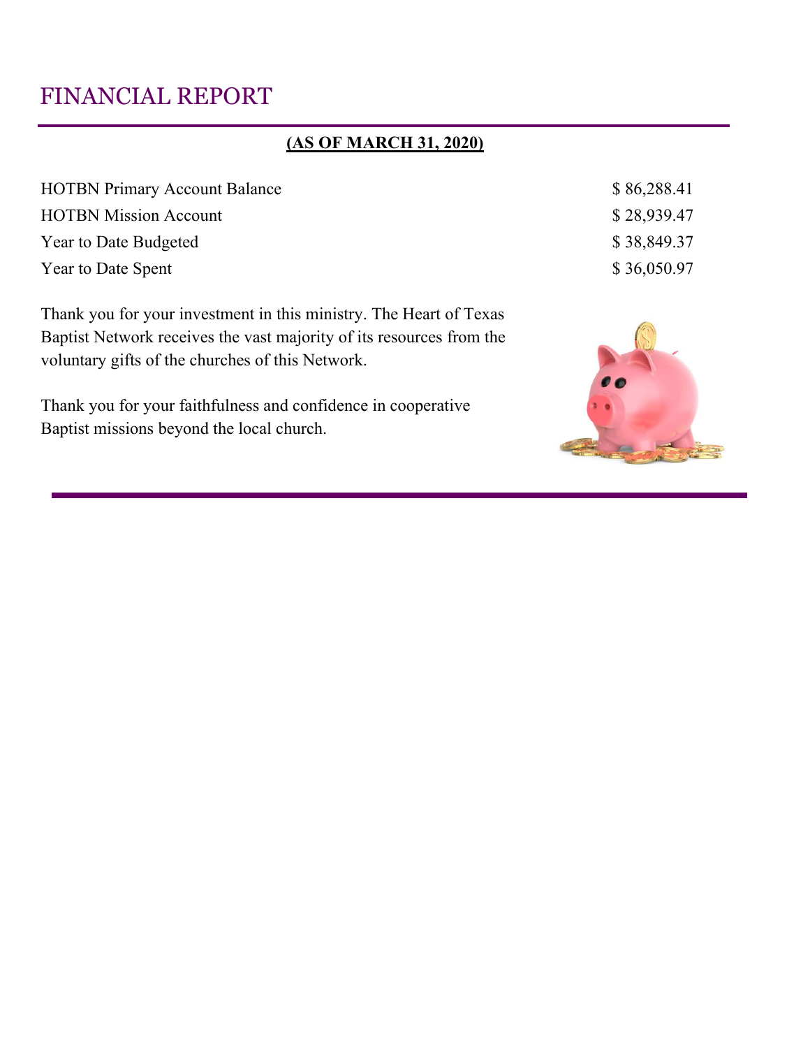# FINANCIAL REPORT

**(AS OF MARCH 31, 2020)**

| | |
|---|---|
| HOTBN Primary Account Balance | $ 86,288.41 |
| HOTBN Mission Account | $ 28,939.47 |
| Year to Date Budgeted | $ 38,849.37 |
| Year to Date Spent | $ 36,050.97 |

Thank you for your investment in this ministry. The Heart of Texas Baptist Network receives the vast majority of its resources from the voluntary gifts of the churches of this Network.

Thank you for your faithfulness and confidence in cooperative Baptist missions beyond the local church.